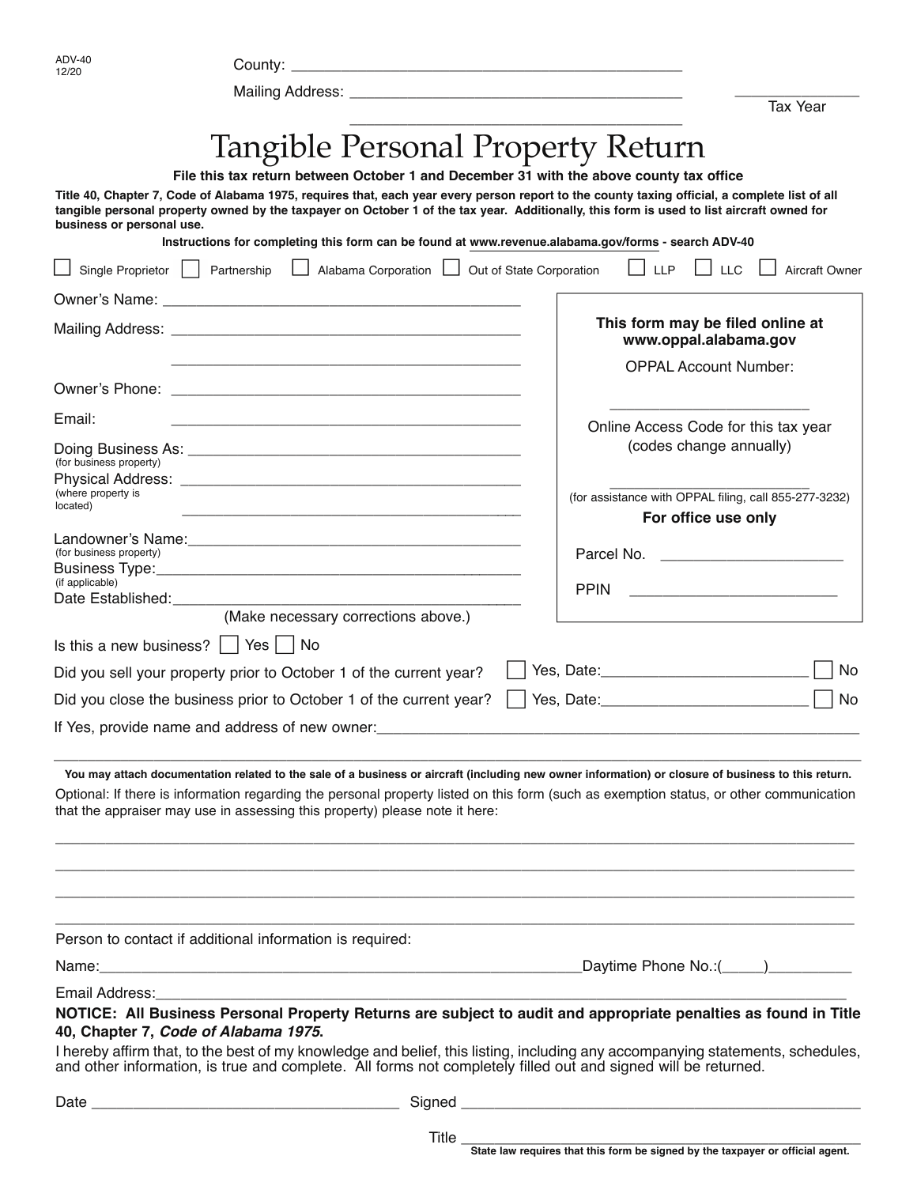ADV-40
12/20

County: ______________________________________________

Mailing Address: ______________________________________________

______________________________________________

_______________
Tax Year

# Tangible Personal Property Return

**File this tax return between October 1 and December 31 with the above county tax office**

**Title 40, Chapter 7, Code of Alabama 1975, requires that, each year every person report to the county taxing official, a complete list of all tangible personal property owned by the taxpayer on October 1 of the tax year. Additionally, this form is used to list aircraft owned for business or personal use.**

**Instructions for completing this form can be found at www.revenue.alabama.gov/forms - search ADV-40**

☐ Single Proprietor ☐ Partnership ☐ Alabama Corporation ☐ Out of State Corporation ☐ LLP ☐ LLC ☐ Aircraft Owner

Owner's Name: ______________________________________________

Mailing Address: ______________________________________________

______________________________________________

Owner's Phone: ______________________________________________

Email: ______________________________________________

Doing Business As: ______________________________________________
(for business property)

Physical Address: ______________________________________________
(where property is located)

______________________________________________

Landowner's Name: ______________________________________________
(for business property)

Business Type: ______________________________________________
(if applicable)

Date Established: ______________________________________________

(Make necessary corrections above.)

**This form may be filed online at www.oppal.alabama.gov**

OPPAL Account Number:

_________________________

Online Access Code for this tax year (codes change annually)

_________________________

(for assistance with OPPAL filing, call 855-277-3232)

**For office use only**

Parcel No. ______________________

PPIN ______________________

Is this a new business? ☐ Yes ☐ No

Did you sell your property prior to October 1 of the current year? ☐ Yes, Date: _________________________ ☐ No

Did you close the business prior to October 1 of the current year? ☐ Yes, Date: _________________________ ☐ No

If Yes, provide name and address of new owner: ______________________________________________

______________________________________________

**You may attach documentation related to the sale of a business or aircraft (including new owner information) or closure of business to this return.**

Optional: If there is information regarding the personal property listed on this form (such as exemption status, or other communication that the appraiser may use in assessing this property) please note it here:

______________________________________________

______________________________________________

______________________________________________

______________________________________________

Person to contact if additional information is required:

Name: ______________________________________________ Daytime Phone No.:(_____)__________

Email Address: ______________________________________________

**NOTICE: All Business Personal Property Returns are subject to audit and appropriate penalties as found in Title 40, Chapter 7, *Code of Alabama 1975*.**

I hereby affirm that, to the best of my knowledge and belief, this listing, including any accompanying statements, schedules, and other information, is true and complete. All forms not completely filled out and signed will be returned.

Date ______________________________ Signed ______________________________________________

Title ______________________________________________

**State law requires that this form be signed by the taxpayer or official agent.**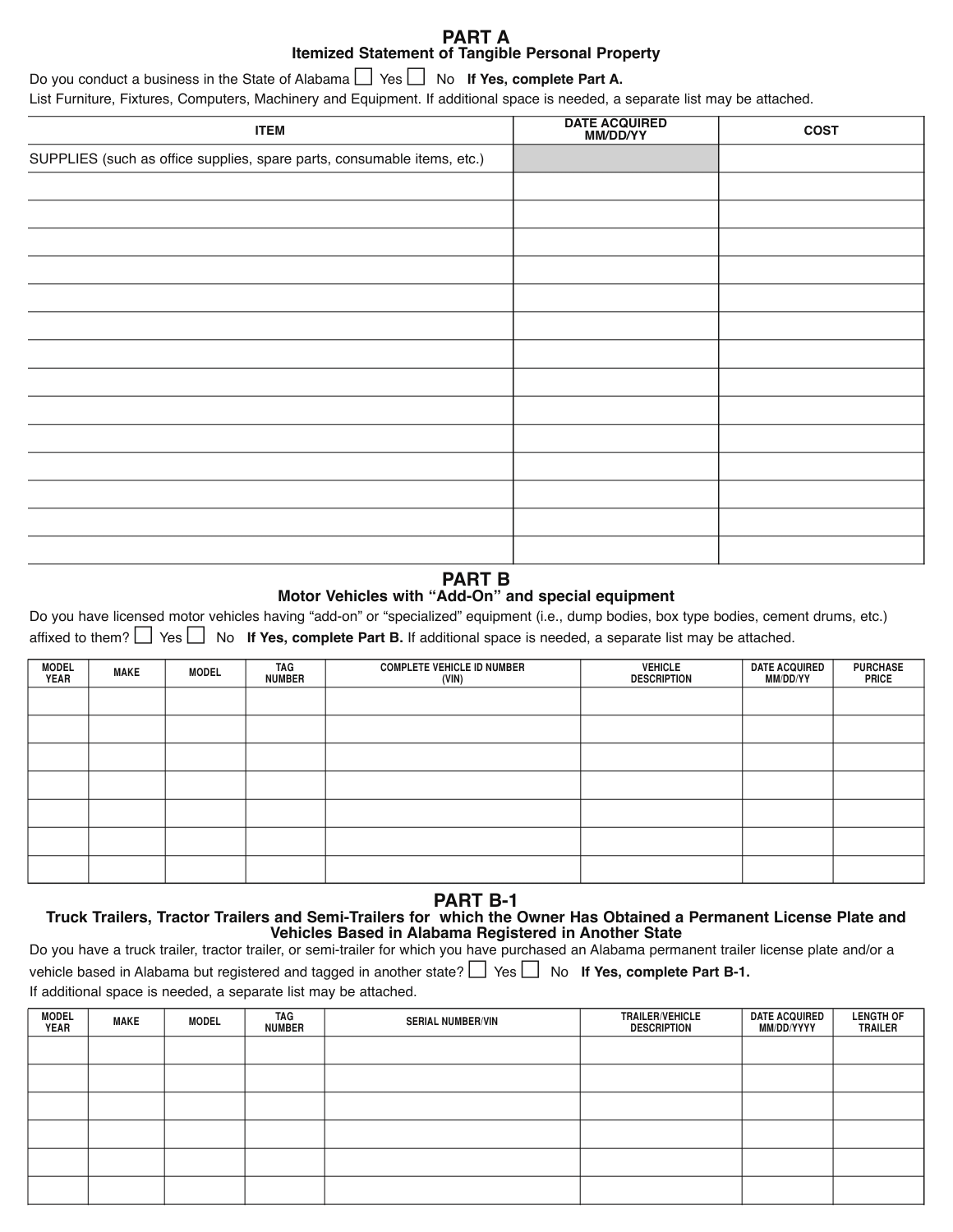## PART A

### Itemized Statement of Tangible Personal Property

Do you conduct a business in the State of Alabama ☐ Yes ☐ No **If Yes, complete Part A.**

List Furniture, Fixtures, Computers, Machinery and Equipment. If additional space is needed, a separate list may be attached.

| ITEM | DATE ACQUIRED MM/DD/YY | COST |
|---|---|---|
| SUPPLIES (such as office supplies, spare parts, consumable items, etc.) | | |
| | | |
| | | |
| | | |
| | | |
| | | |
| | | |
| | | |
| | | |
| | | |
| | | |
| | | |
| | | |
| | | |
| | | |

## PART B

### Motor Vehicles with "Add-On" and special equipment

Do you have licensed motor vehicles having "add-on" or "specialized" equipment (i.e., dump bodies, box type bodies, cement drums, etc.) affixed to them? ☐ Yes ☐ No **If Yes, complete Part B.** If additional space is needed, a separate list may be attached.

| MODEL YEAR | MAKE | MODEL | TAG NUMBER | COMPLETE VEHICLE ID NUMBER (VIN) | VEHICLE DESCRIPTION | DATE ACQUIRED MM/DD/YY | PURCHASE PRICE |
|---|---|---|---|---|---|---|---|
| | | | | | | | |
| | | | | | | | |
| | | | | | | | |
| | | | | | | | |
| | | | | | | | |
| | | | | | | | |
| | | | | | | | |

## PART B-1

### Truck Trailers, Tractor Trailers and Semi-Trailers for which the Owner Has Obtained a Permanent License Plate and Vehicles Based in Alabama Registered in Another State

Do you have a truck trailer, tractor trailer, or semi-trailer for which you have purchased an Alabama permanent trailer license plate and/or a vehicle based in Alabama but registered and tagged in another state? ☐ Yes ☐ No **If Yes, complete Part B-1.**

If additional space is needed, a separate list may be attached.

| MODEL YEAR | MAKE | MODEL | TAG NUMBER | SERIAL NUMBER/VIN | TRAILER/VEHICLE DESCRIPTION | DATE ACQUIRED MM/DD/YYYY | LENGTH OF TRAILER |
|---|---|---|---|---|---|---|---|
| | | | | | | | |
| | | | | | | | |
| | | | | | | | |
| | | | | | | | |
| | | | | | | | |
| | | | | | | | |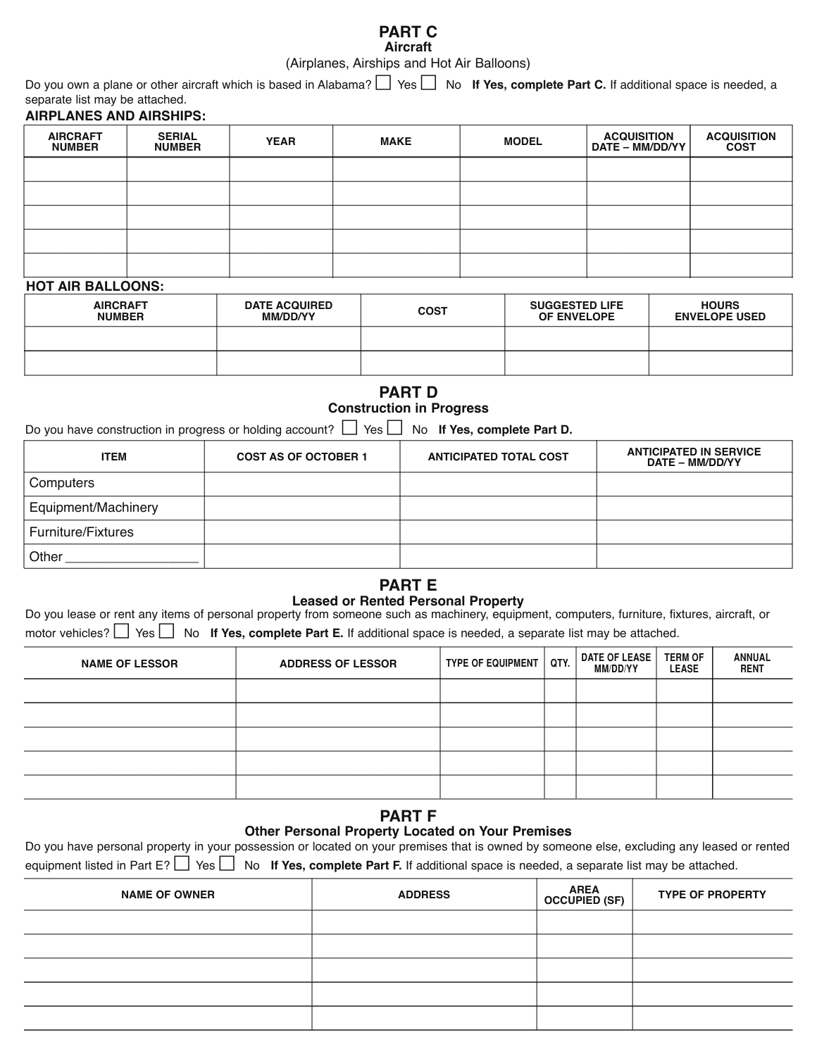## PART C

### Aircraft

(Airplanes, Airships and Hot Air Balloons)

Do you own a plane or other aircraft which is based in Alabama? ☐ Yes ☐ No **If Yes, complete Part C.** If additional space is needed, a separate list may be attached.

**AIRPLANES AND AIRSHIPS:**

| AIRCRAFT NUMBER | SERIAL NUMBER | YEAR | MAKE | MODEL | ACQUISITION DATE – MM/DD/YY | ACQUISITION COST |
|---|---|---|---|---|---|---|
| | | | | | | |
| | | | | | | |
| | | | | | | |
| | | | | | | |
| | | | | | | |

**HOT AIR BALLOONS:**

| AIRCRAFT NUMBER | DATE ACQUIRED MM/DD/YY | COST | SUGGESTED LIFE OF ENVELOPE | HOURS ENVELOPE USED |
|---|---|---|---|---|
| | | | | |
| | | | | |

## PART D

### Construction in Progress

Do you have construction in progress or holding account? ☐ Yes ☐ No **If Yes, complete Part D.**

| ITEM | COST AS OF OCTOBER 1 | ANTICIPATED TOTAL COST | ANTICIPATED IN SERVICE DATE – MM/DD/YY |
|---|---|---|---|
| Computers | | | |
| Equipment/Machinery | | | |
| Furniture/Fixtures | | | |
| Other ___________ | | | |

## PART E

### Leased or Rented Personal Property

Do you lease or rent any items of personal property from someone such as machinery, equipment, computers, furniture, fixtures, aircraft, or motor vehicles? ☐ Yes ☐ No **If Yes, complete Part E.** If additional space is needed, a separate list may be attached.

| NAME OF LESSOR | ADDRESS OF LESSOR | TYPE OF EQUIPMENT | QTY. | DATE OF LEASE MM/DD/YY | TERM OF LEASE | ANNUAL RENT |
|---|---|---|---|---|---|---|
| | | | | | | |
| | | | | | | |
| | | | | | | |
| | | | | | | |
| | | | | | | |

## PART F

### Other Personal Property Located on Your Premises

Do you have personal property in your possession or located on your premises that is owned by someone else, excluding any leased or rented equipment listed in Part E? ☐ Yes ☐ No **If Yes, complete Part F.** If additional space is needed, a separate list may be attached.

| NAME OF OWNER | ADDRESS | AREA OCCUPIED (SF) | TYPE OF PROPERTY |
|---|---|---|---|
| | | | |
| | | | |
| | | | |
| | | | |
| | | | |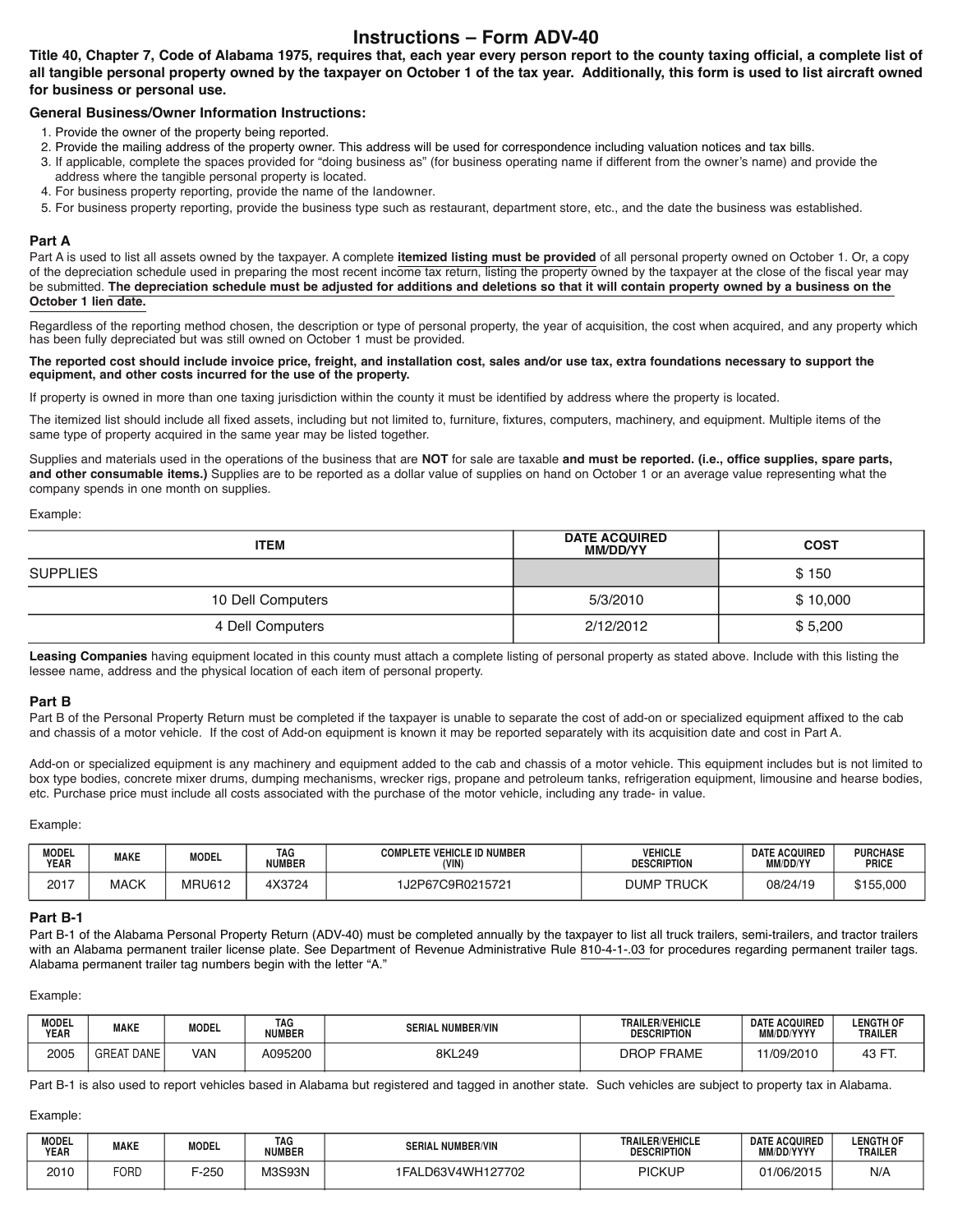# Instructions – Form ADV-40

**Title 40, Chapter 7, Code of Alabama 1975, requires that, each year every person report to the county taxing official, a complete list of all tangible personal property owned by the taxpayer on October 1 of the tax year. Additionally, this form is used to list aircraft owned for business or personal use.**

### General Business/Owner Information Instructions:

1. Provide the owner of the property being reported.
2. Provide the mailing address of the property owner. This address will be used for correspondence including valuation notices and tax bills.
3. If applicable, complete the spaces provided for "doing business as" (for business operating name if different from the owner's name) and provide the address where the tangible personal property is located.
4. For business property reporting, provide the name of the landowner.
5. For business property reporting, provide the business type such as restaurant, department store, etc., and the date the business was established.

### Part A

Part A is used to list all assets owned by the taxpayer. A complete **itemized listing must be provided** of all personal property owned on October 1. Or, a copy of the depreciation schedule used in preparing the most recent income tax return, listing the property owned by the taxpayer at the close of the fiscal year may be submitted. **The depreciation schedule must be adjusted for additions and deletions so that it will contain property owned by a business on the October 1 lien date.**

Regardless of the reporting method chosen, the description or type of personal property, the year of acquisition, the cost when acquired, and any property which has been fully depreciated but was still owned on October 1 must be provided.

**The reported cost should include invoice price, freight, and installation cost, sales and/or use tax, extra foundations necessary to support the equipment, and other costs incurred for the use of the property.**

If property is owned in more than one taxing jurisdiction within the county it must be identified by address where the property is located.

The itemized list should include all fixed assets, including but not limited to, furniture, fixtures, computers, machinery, and equipment. Multiple items of the same type of property acquired in the same year may be listed together.

Supplies and materials used in the operations of the business that are **NOT** for sale are taxable **and must be reported. (i.e., office supplies, spare parts, and other consumable items.)** Supplies are to be reported as a dollar value of supplies on hand on October 1 or an average value representing what the company spends in one month on supplies.

Example:

| ITEM | DATE ACQUIRED MM/DD/YY | COST |
|---|---|---|
| SUPPLIES | | $ 150 |
| 10 Dell Computers | 5/3/2010 | $ 10,000 |
| 4 Dell Computers | 2/12/2012 | $ 5,200 |

**Leasing Companies** having equipment located in this county must attach a complete listing of personal property as stated above. Include with this listing the lessee name, address and the physical location of each item of personal property.

### Part B

Part B of the Personal Property Return must be completed if the taxpayer is unable to separate the cost of add-on or specialized equipment affixed to the cab and chassis of a motor vehicle. If the cost of Add-on equipment is known it may be reported separately with its acquisition date and cost in Part A.

Add-on or specialized equipment is any machinery and equipment added to the cab and chassis of a motor vehicle. This equipment includes but is not limited to box type bodies, concrete mixer drums, dumping mechanisms, wrecker rigs, propane and petroleum tanks, refrigeration equipment, limousine and hearse bodies, etc. Purchase price must include all costs associated with the purchase of the motor vehicle, including any trade- in value.

Example:

| MODEL YEAR | MAKE | MODEL | TAG NUMBER | COMPLETE VEHICLE ID NUMBER (VIN) | VEHICLE DESCRIPTION | DATE ACQUIRED MM/DD/YY | PURCHASE PRICE |
|---|---|---|---|---|---|---|---|
| 2017 | MACK | MRU612 | 4X3724 | 1J2P67C9R0215721 | DUMP TRUCK | 08/24/19 | $155,000 |

### Part B-1

Part B-1 of the Alabama Personal Property Return (ADV-40) must be completed annually by the taxpayer to list all truck trailers, semi-trailers, and tractor trailers with an Alabama permanent trailer license plate. See Department of Revenue Administrative Rule 810-4-1-.03 for procedures regarding permanent trailer tags. Alabama permanent trailer tag numbers begin with the letter "A."

Example:

| MODEL YEAR | MAKE | MODEL | TAG NUMBER | SERIAL NUMBER/VIN | TRAILER/VEHICLE DESCRIPTION | DATE ACQUIRED MM/DD/YYYY | LENGTH OF TRAILER |
|---|---|---|---|---|---|---|---|
| 2005 | GREAT DANE | VAN | A095200 | 8KL249 | DROP FRAME | 11/09/2010 | 43 FT. |

Part B-1 is also used to report vehicles based in Alabama but registered and tagged in another state. Such vehicles are subject to property tax in Alabama.

Example:

| MODEL YEAR | MAKE | MODEL | TAG NUMBER | SERIAL NUMBER/VIN | TRAILER/VEHICLE DESCRIPTION | DATE ACQUIRED MM/DD/YYYY | LENGTH OF TRAILER |
|---|---|---|---|---|---|---|---|
| 2010 | FORD | F-250 | M3S93N | 1FALD63V4WH127702 | PICKUP | 01/06/2015 | N/A |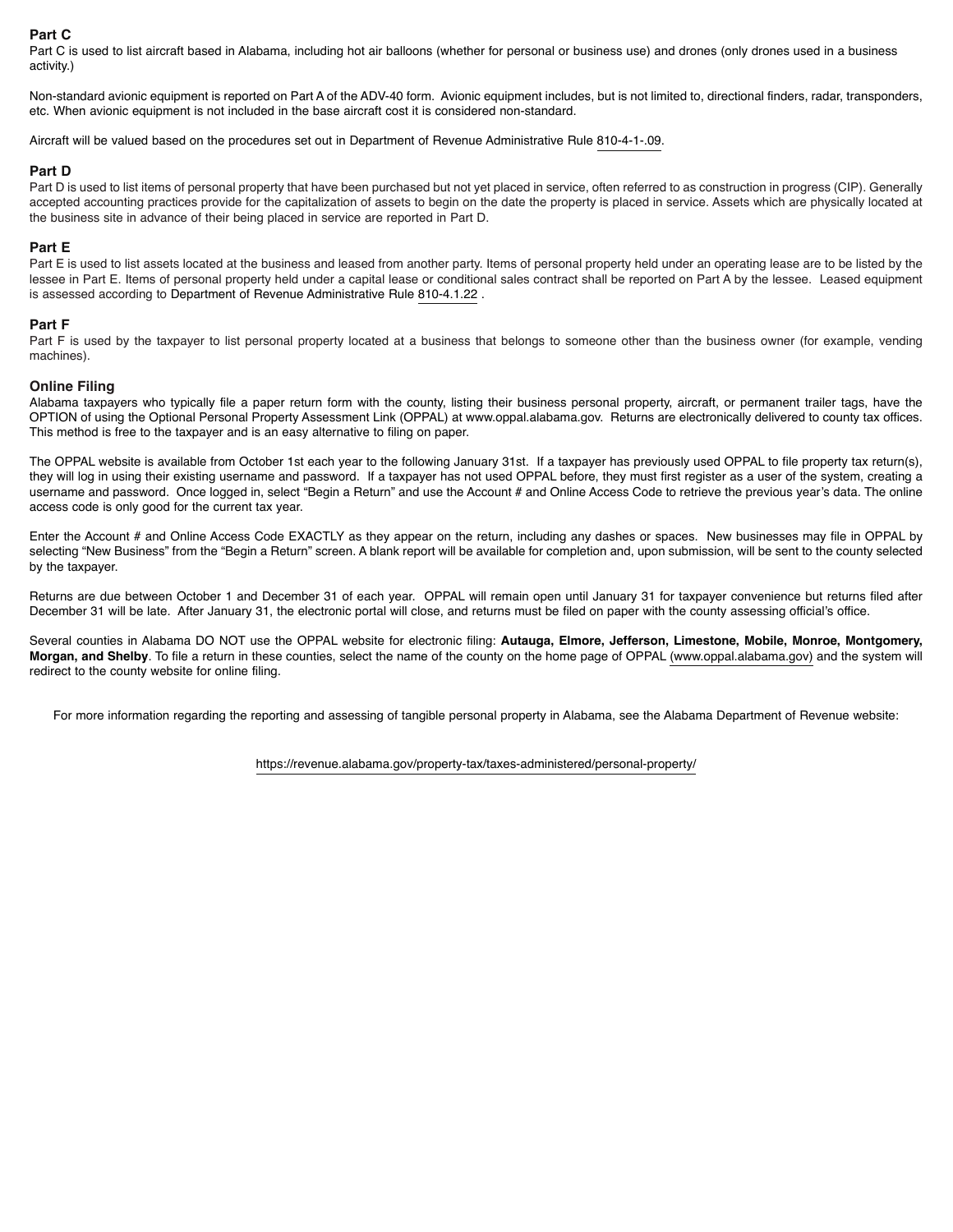### Part C

Part C is used to list aircraft based in Alabama, including hot air balloons (whether for personal or business use) and drones (only drones used in a business activity.)

Non-standard avionic equipment is reported on Part A of the ADV-40 form. Avionic equipment includes, but is not limited to, directional finders, radar, transponders, etc. When avionic equipment is not included in the base aircraft cost it is considered non-standard.

Aircraft will be valued based on the procedures set out in Department of Revenue Administrative Rule 810-4-1-.09.

### Part D

Part D is used to list items of personal property that have been purchased but not yet placed in service, often referred to as construction in progress (CIP). Generally accepted accounting practices provide for the capitalization of assets to begin on the date the property is placed in service. Assets which are physically located at the business site in advance of their being placed in service are reported in Part D.

### Part E

Part E is used to list assets located at the business and leased from another party. Items of personal property held under an operating lease are to be listed by the lessee in Part E. Items of personal property held under a capital lease or conditional sales contract shall be reported on Part A by the lessee. Leased equipment is assessed according to Department of Revenue Administrative Rule 810-4.1.22 .

### Part F

Part F is used by the taxpayer to list personal property located at a business that belongs to someone other than the business owner (for example, vending machines).

### Online Filing

Alabama taxpayers who typically file a paper return form with the county, listing their business personal property, aircraft, or permanent trailer tags, have the OPTION of using the Optional Personal Property Assessment Link (OPPAL) at www.oppal.alabama.gov. Returns are electronically delivered to county tax offices. This method is free to the taxpayer and is an easy alternative to filing on paper.

The OPPAL website is available from October 1st each year to the following January 31st. If a taxpayer has previously used OPPAL to file property tax return(s), they will log in using their existing username and password. If a taxpayer has not used OPPAL before, they must first register as a user of the system, creating a username and password. Once logged in, select "Begin a Return" and use the Account # and Online Access Code to retrieve the previous year's data. The online access code is only good for the current tax year.

Enter the Account # and Online Access Code EXACTLY as they appear on the return, including any dashes or spaces. New businesses may file in OPPAL by selecting "New Business" from the "Begin a Return" screen. A blank report will be available for completion and, upon submission, will be sent to the county selected by the taxpayer.

Returns are due between October 1 and December 31 of each year. OPPAL will remain open until January 31 for taxpayer convenience but returns filed after December 31 will be late. After January 31, the electronic portal will close, and returns must be filed on paper with the county assessing official's office.

Several counties in Alabama DO NOT use the OPPAL website for electronic filing: **Autauga, Elmore, Jefferson, Limestone, Mobile, Monroe, Montgomery, Morgan, and Shelby**. To file a return in these counties, select the name of the county on the home page of OPPAL (www.oppal.alabama.gov) and the system will redirect to the county website for online filing.

For more information regarding the reporting and assessing of tangible personal property in Alabama, see the Alabama Department of Revenue website:

https://revenue.alabama.gov/property-tax/taxes-administered/personal-property/